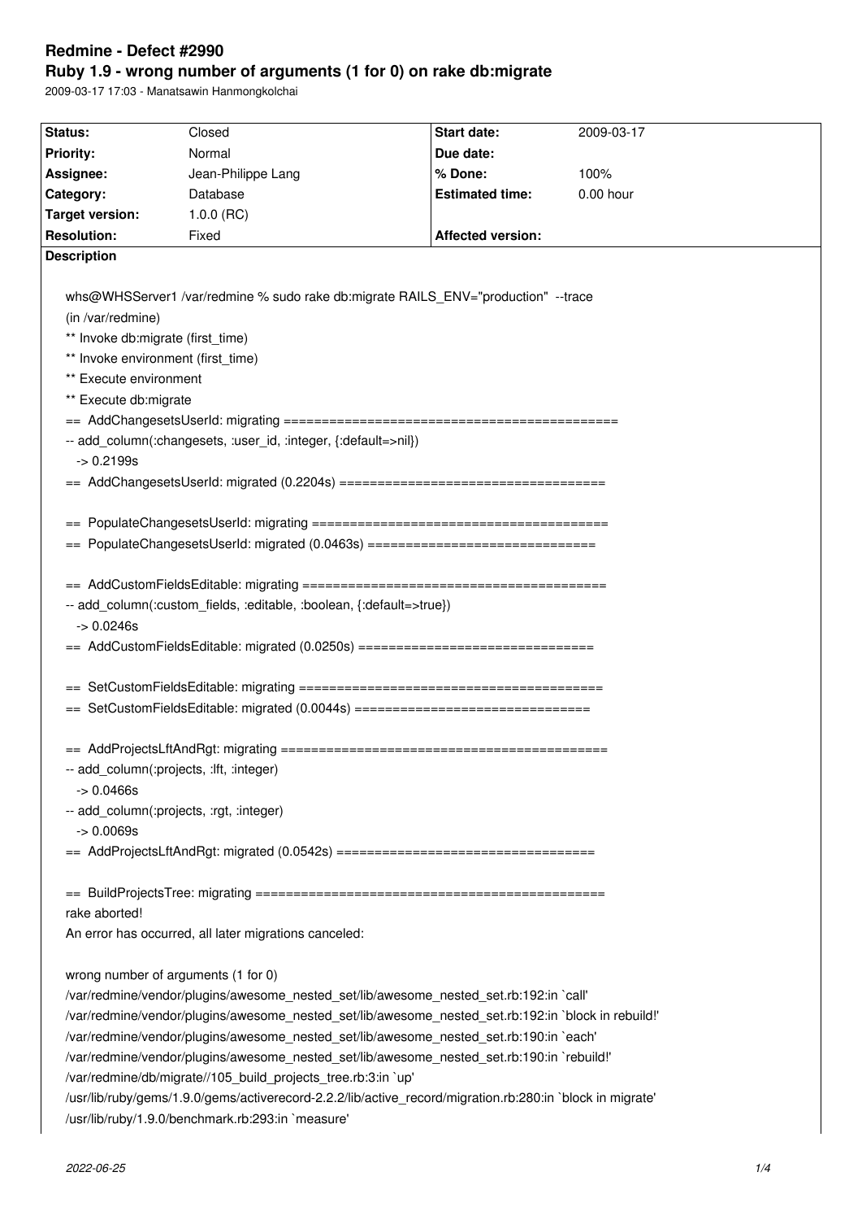# Redmine - Defect #2990

## Ruby 1.9 - wrong number of arguments (1 for 0) on rake db:migrate

2009-03-17 17:03 - Manatsawin Hanmongkolchai

| Status: | Closed | Start date: | 2009-03-17 |
|---|---|---|---|
| Priority: | Normal | Due date: | |
| Assignee: | Jean-Philippe Lang | % Done: | 100% |
| Category: | Database | Estimated time: | 0.00 hour |
| Target version: | 1.0.0 (RC) | | |
| Resolution: | Fixed | Affected version: | |

**Description**

```
whs@WHSServer1 /var/redmine % sudo rake db:migrate RAILS_ENV="production"  --trace
(in /var/redmine)
** Invoke db:migrate (first_time)
** Invoke environment (first_time)
** Execute environment
** Execute db:migrate
==  AddChangesetsUserId: migrating ============================================
-- add_column(:changesets, :user_id, :integer, {:default=>nil})
   -> 0.2199s
==  AddChangesetsUserId: migrated (0.2204s) ===================================

==  PopulateChangesetsUserId: migrating =======================================
==  PopulateChangesetsUserId: migrated (0.0463s) ==============================

==  AddCustomFieldsEditable: migrating ========================================
-- add_column(:custom_fields, :editable, :boolean, {:default=>true})
   -> 0.0246s
==  AddCustomFieldsEditable: migrated (0.0250s) ===============================

==  SetCustomFieldsEditable: migrating ========================================
==  SetCustomFieldsEditable: migrated (0.0044s) ===============================

==  AddProjectsLftAndRgt: migrating ===========================================
-- add_column(:projects, :lft, :integer)
   -> 0.0466s
-- add_column(:projects, :rgt, :integer)
   -> 0.0069s
==  AddProjectsLftAndRgt: migrated (0.0542s) ==================================

==  BuildProjectsTree: migrating ==============================================
rake aborted!
An error has occurred, all later migrations canceled:

wrong number of arguments (1 for 0)
/var/redmine/vendor/plugins/awesome_nested_set/lib/awesome_nested_set.rb:192:in `call'
/var/redmine/vendor/plugins/awesome_nested_set/lib/awesome_nested_set.rb:192:in `block in rebuild!'
/var/redmine/vendor/plugins/awesome_nested_set/lib/awesome_nested_set.rb:190:in `each'
/var/redmine/vendor/plugins/awesome_nested_set/lib/awesome_nested_set.rb:190:in `rebuild!'
/var/redmine/db/migrate//105_build_projects_tree.rb:3:in `up'
/usr/lib/ruby/gems/1.9.0/gems/activerecord-2.2.2/lib/active_record/migration.rb:280:in `block in migrate'
/usr/lib/ruby/1.9.0/benchmark.rb:293:in `measure'
```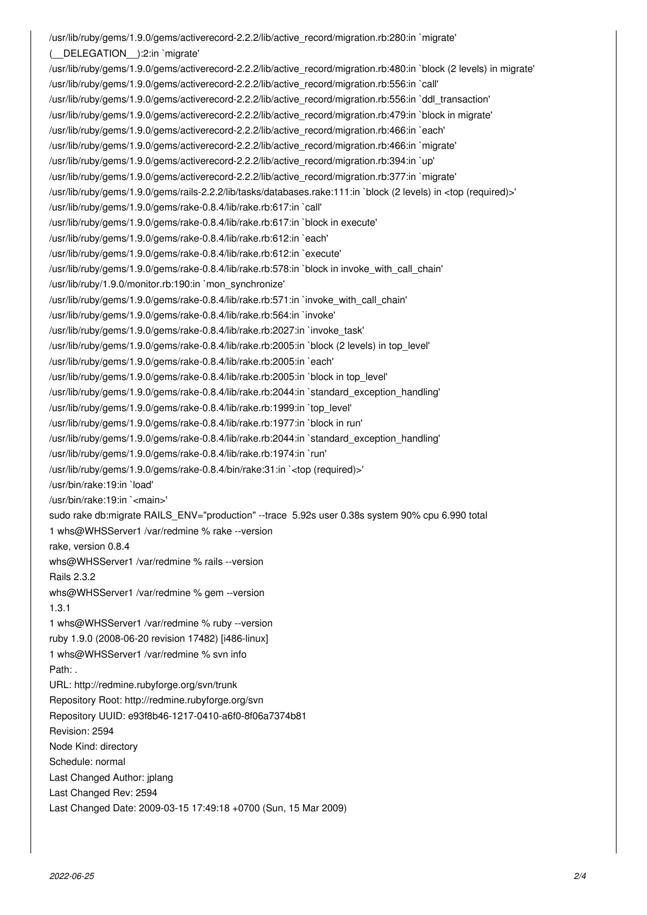```
/usr/lib/ruby/gems/1.9.0/gems/activerecord-2.2.2/lib/active_record/migration.rb:280:in `migrate'
(__DELEGATION__):2:in `migrate'
/usr/lib/ruby/gems/1.9.0/gems/activerecord-2.2.2/lib/active_record/migration.rb:480:in `block (2 levels) in migrate'
/usr/lib/ruby/gems/1.9.0/gems/activerecord-2.2.2/lib/active_record/migration.rb:556:in `call'
/usr/lib/ruby/gems/1.9.0/gems/activerecord-2.2.2/lib/active_record/migration.rb:556:in `ddl_transaction'
/usr/lib/ruby/gems/1.9.0/gems/activerecord-2.2.2/lib/active_record/migration.rb:479:in `block in migrate'
/usr/lib/ruby/gems/1.9.0/gems/activerecord-2.2.2/lib/active_record/migration.rb:466:in `each'
/usr/lib/ruby/gems/1.9.0/gems/activerecord-2.2.2/lib/active_record/migration.rb:466:in `migrate'
/usr/lib/ruby/gems/1.9.0/gems/activerecord-2.2.2/lib/active_record/migration.rb:394:in `up'
/usr/lib/ruby/gems/1.9.0/gems/activerecord-2.2.2/lib/active_record/migration.rb:377:in `migrate'
/usr/lib/ruby/gems/1.9.0/gems/rails-2.2.2/lib/tasks/databases.rake:111:in `block (2 levels) in <top (required)>'
/usr/lib/ruby/gems/1.9.0/gems/rake-0.8.4/lib/rake.rb:617:in `call'
/usr/lib/ruby/gems/1.9.0/gems/rake-0.8.4/lib/rake.rb:617:in `block in execute'
/usr/lib/ruby/gems/1.9.0/gems/rake-0.8.4/lib/rake.rb:612:in `each'
/usr/lib/ruby/gems/1.9.0/gems/rake-0.8.4/lib/rake.rb:612:in `execute'
/usr/lib/ruby/gems/1.9.0/gems/rake-0.8.4/lib/rake.rb:578:in `block in invoke_with_call_chain'
/usr/lib/ruby/1.9.0/monitor.rb:190:in `mon_synchronize'
/usr/lib/ruby/gems/1.9.0/gems/rake-0.8.4/lib/rake.rb:571:in `invoke_with_call_chain'
/usr/lib/ruby/gems/1.9.0/gems/rake-0.8.4/lib/rake.rb:564:in `invoke'
/usr/lib/ruby/gems/1.9.0/gems/rake-0.8.4/lib/rake.rb:2027:in `invoke_task'
/usr/lib/ruby/gems/1.9.0/gems/rake-0.8.4/lib/rake.rb:2005:in `block (2 levels) in top_level'
/usr/lib/ruby/gems/1.9.0/gems/rake-0.8.4/lib/rake.rb:2005:in `each'
/usr/lib/ruby/gems/1.9.0/gems/rake-0.8.4/lib/rake.rb:2005:in `block in top_level'
/usr/lib/ruby/gems/1.9.0/gems/rake-0.8.4/lib/rake.rb:2044:in `standard_exception_handling'
/usr/lib/ruby/gems/1.9.0/gems/rake-0.8.4/lib/rake.rb:1999:in `top_level'
/usr/lib/ruby/gems/1.9.0/gems/rake-0.8.4/lib/rake.rb:1977:in `block in run'
/usr/lib/ruby/gems/1.9.0/gems/rake-0.8.4/lib/rake.rb:2044:in `standard_exception_handling'
/usr/lib/ruby/gems/1.9.0/gems/rake-0.8.4/lib/rake.rb:1974:in `run'
/usr/lib/ruby/gems/1.9.0/gems/rake-0.8.4/bin/rake:31:in `<top (required)>'
/usr/bin/rake:19:in `load'
/usr/bin/rake:19:in `<main>'
sudo rake db:migrate RAILS_ENV="production" --trace  5.92s user 0.38s system 90% cpu 6.990 total
1 whs@WHSServer1 /var/redmine % rake --version
rake, version 0.8.4
whs@WHSServer1 /var/redmine % rails --version
Rails 2.3.2
whs@WHSServer1 /var/redmine % gem --version
1.3.1
1 whs@WHSServer1 /var/redmine % ruby --version
ruby 1.9.0 (2008-06-20 revision 17482) [i486-linux]
1 whs@WHSServer1 /var/redmine % svn info
Path: .
URL: http://redmine.rubyforge.org/svn/trunk
Repository Root: http://redmine.rubyforge.org/svn
Repository UUID: e93f8b46-1217-0410-a6f0-8f06a7374b81
Revision: 2594
Node Kind: directory
Schedule: normal
Last Changed Author: jplang
Last Changed Rev: 2594
Last Changed Date: 2009-03-15 17:49:18 +0700 (Sun, 15 Mar 2009)
```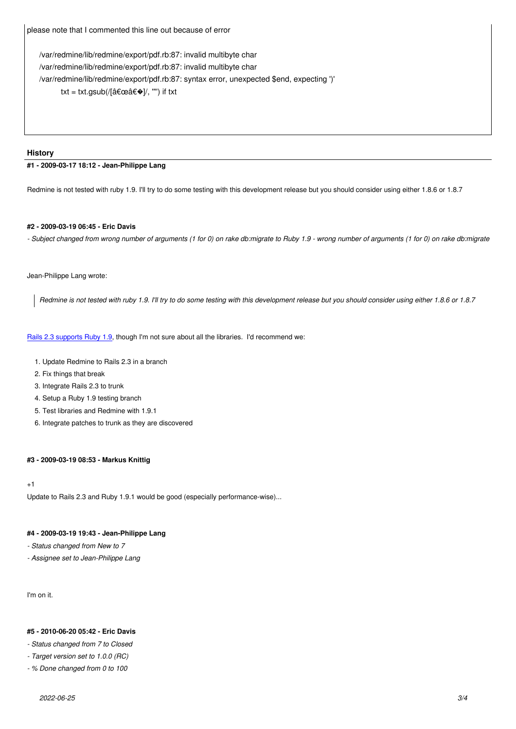please note that I commented this line out because of error

```
/var/redmine/lib/redmine/export/pdf.rb:87: invalid multibyte char
/var/redmine/lib/redmine/export/pdf.rb:87: invalid multibyte char
/var/redmine/lib/redmine/export/pdf.rb:87: syntax error, unexpected $end, expecting ')'
        txt = txt.gsub(/[â€œâ€�]/, '"') if txt
```

## History

### #1 - 2009-03-17 18:12 - Jean-Philippe Lang

Redmine is not tested with ruby 1.9. I'll try to do some testing with this development release but you should consider using either 1.8.6 or 1.8.7

### #2 - 2009-03-19 06:45 - Eric Davis

*- Subject changed from wrong number of arguments (1 for 0) on rake db:migrate to Ruby 1.9 - wrong number of arguments (1 for 0) on rake db:migrate*

Jean-Philippe Lang wrote:

> *Redmine is not tested with ruby 1.9. I'll try to do some testing with this development release but you should consider using either 1.8.6 or 1.8.7*

Rails 2.3 supports Ruby 1.9, though I'm not sure about all the libraries. I'd recommend we:

1. Update Redmine to Rails 2.3 in a branch
2. Fix things that break
3. Integrate Rails 2.3 to trunk
4. Setup a Ruby 1.9 testing branch
5. Test libraries and Redmine with 1.9.1
6. Integrate patches to trunk as they are discovered

### #3 - 2009-03-19 08:53 - Markus Knittig

+1
Update to Rails 2.3 and Ruby 1.9.1 would be good (especially performance-wise)...

### #4 - 2009-03-19 19:43 - Jean-Philippe Lang

*- Status changed from New to 7*
*- Assignee set to Jean-Philippe Lang*

I'm on it.

### #5 - 2010-06-20 05:42 - Eric Davis

*- Status changed from 7 to Closed*
*- Target version set to 1.0.0 (RC)*
*- % Done changed from 0 to 100*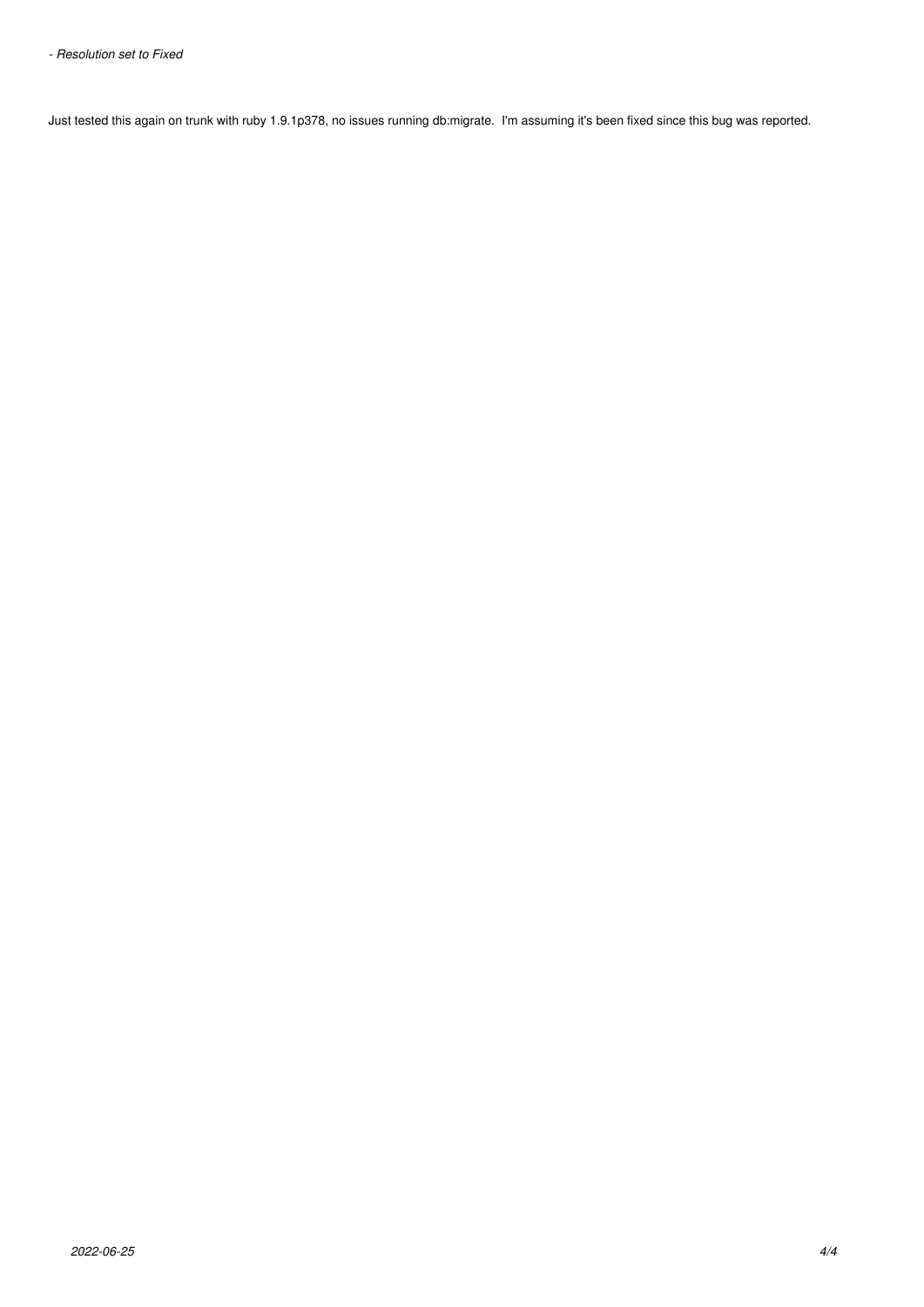*- Resolution set to Fixed*

Just tested this again on trunk with ruby 1.9.1p378, no issues running db:migrate. I'm assuming it's been fixed since this bug was reported.